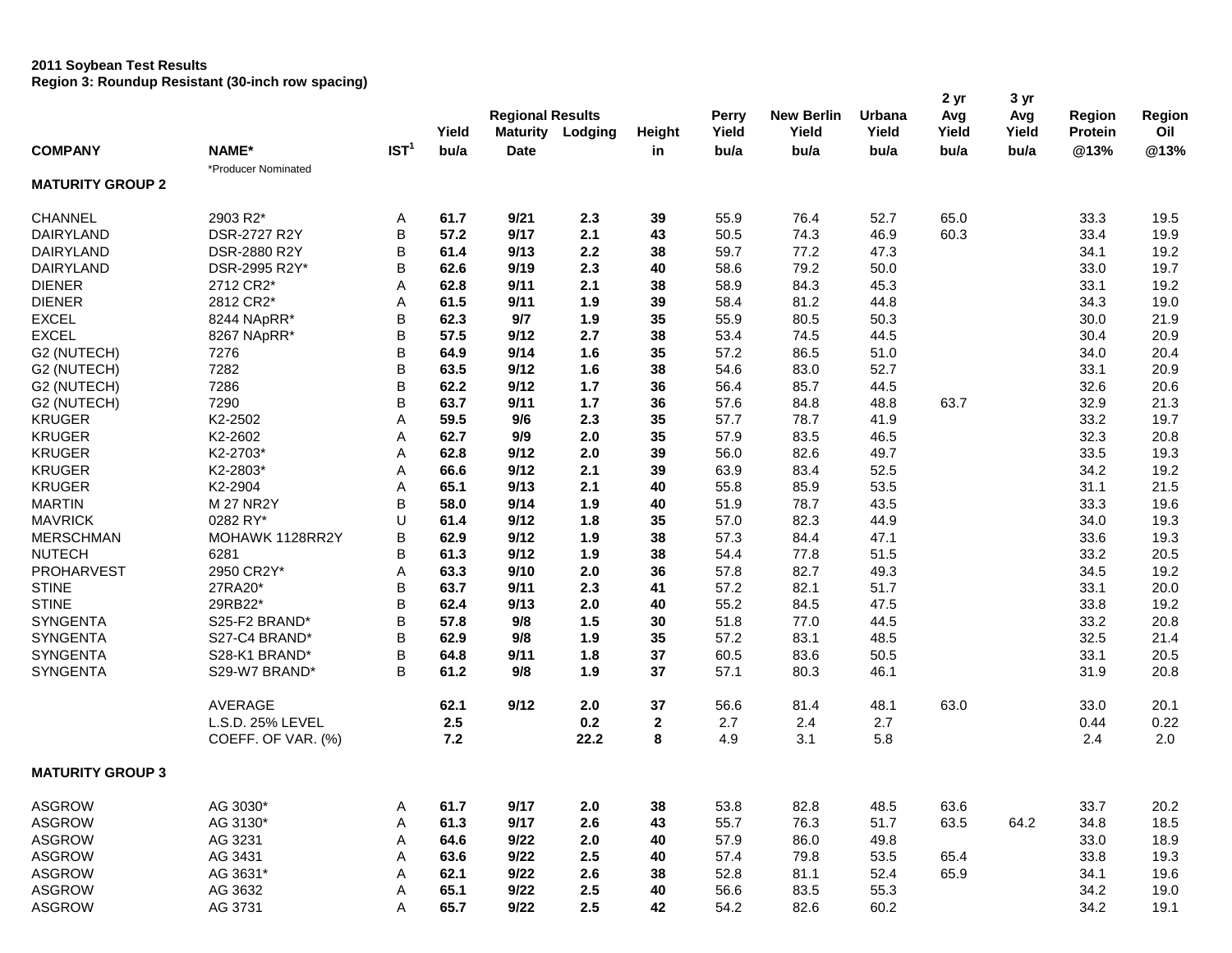**2011 Soybean Test Results**
**Region 3: Roundup Resistant (30-inch row spacing)**

| COMPANY | NAME* | IST[1] | Regional Results Yield bu/a | Maturity Date | Lodging | Height in | Perry Yield bu/a | New Berlin Yield bu/a | Urbana Yield bu/a | 2 yr Avg Yield bu/a | 3 yr Avg Yield bu/a | Region Protein @13% | Region Oil @13% |
|---|---|---|---|---|---|---|---|---|---|---|---|---|---|
| | *Producer Nominated | | | | | | | | | | | | |
| **MATURITY GROUP 2** | | | | | | | | | | | | | |
| CHANNEL | 2903 R2* | A | **61.7** | **9/21** | **2.3** | **39** | 55.9 | 76.4 | 52.7 | 65.0 | | 33.3 | 19.5 |
| DAIRYLAND | DSR-2727 R2Y | B | **57.2** | **9/17** | **2.1** | **43** | 50.5 | 74.3 | 46.9 | 60.3 | | 33.4 | 19.9 |
| DAIRYLAND | DSR-2880 R2Y | B | **61.4** | **9/13** | **2.2** | **38** | 59.7 | 77.2 | 47.3 | | | 34.1 | 19.2 |
| DAIRYLAND | DSR-2995 R2Y* | B | **62.6** | **9/19** | **2.3** | **40** | 58.6 | 79.2 | 50.0 | | | 33.0 | 19.7 |
| DIENER | 2712 CR2* | A | **62.8** | **9/11** | **2.1** | **38** | 58.9 | 84.3 | 45.3 | | | 33.1 | 19.2 |
| DIENER | 2812 CR2* | A | **61.5** | **9/11** | **1.9** | **39** | 58.4 | 81.2 | 44.8 | | | 34.3 | 19.0 |
| EXCEL | 8244 NApRR* | B | **62.3** | **9/7** | **1.9** | **35** | 55.9 | 80.5 | 50.3 | | | 30.0 | 21.9 |
| EXCEL | 8267 NApRR* | B | **57.5** | **9/12** | **2.7** | **38** | 53.4 | 74.5 | 44.5 | | | 30.4 | 20.9 |
| G2 (NUTECH) | 7276 | B | **64.9** | **9/14** | **1.6** | **35** | 57.2 | 86.5 | 51.0 | | | 34.0 | 20.4 |
| G2 (NUTECH) | 7282 | B | **63.5** | **9/12** | **1.6** | **38** | 54.6 | 83.0 | 52.7 | | | 33.1 | 20.9 |
| G2 (NUTECH) | 7286 | B | **62.2** | **9/12** | **1.7** | **36** | 56.4 | 85.7 | 44.5 | | | 32.6 | 20.6 |
| G2 (NUTECH) | 7290 | B | **63.7** | **9/11** | **1.7** | **36** | 57.6 | 84.8 | 48.8 | 63.7 | | 32.9 | 21.3 |
| KRUGER | K2-2502 | A | **59.5** | **9/6** | **2.3** | **35** | 57.7 | 78.7 | 41.9 | | | 33.2 | 19.7 |
| KRUGER | K2-2602 | A | **62.7** | **9/9** | **2.0** | **35** | 57.9 | 83.5 | 46.5 | | | 32.3 | 20.8 |
| KRUGER | K2-2703* | A | **62.8** | **9/12** | **2.0** | **39** | 56.0 | 82.6 | 49.7 | | | 33.5 | 19.3 |
| KRUGER | K2-2803* | A | **66.6** | **9/12** | **2.1** | **39** | 63.9 | 83.4 | 52.5 | | | 34.2 | 19.2 |
| KRUGER | K2-2904 | A | **65.1** | **9/13** | **2.1** | **40** | 55.8 | 85.9 | 53.5 | | | 31.1 | 21.5 |
| MARTIN | M 27 NR2Y | B | **58.0** | **9/14** | **1.9** | **40** | 51.9 | 78.7 | 43.5 | | | 33.3 | 19.6 |
| MAVRICK | 0282 RY* | U | **61.4** | **9/12** | **1.8** | **35** | 57.0 | 82.3 | 44.9 | | | 34.0 | 19.3 |
| MERSCHMAN | MOHAWK 1128RR2Y | B | **62.9** | **9/12** | **1.9** | **38** | 57.3 | 84.4 | 47.1 | | | 33.6 | 19.3 |
| NUTECH | 6281 | B | **61.3** | **9/12** | **1.9** | **38** | 54.4 | 77.8 | 51.5 | | | 33.2 | 20.5 |
| PROHARVEST | 2950 CR2Y* | A | **63.3** | **9/10** | **2.0** | **36** | 57.8 | 82.7 | 49.3 | | | 34.5 | 19.2 |
| STINE | 27RA20* | B | **63.7** | **9/11** | **2.3** | **41** | 57.2 | 82.1 | 51.7 | | | 33.1 | 20.0 |
| STINE | 29RB22* | B | **62.4** | **9/13** | **2.0** | **40** | 55.2 | 84.5 | 47.5 | | | 33.8 | 19.2 |
| SYNGENTA | S25-F2 BRAND* | B | **57.8** | **9/8** | **1.5** | **30** | 51.8 | 77.0 | 44.5 | | | 33.2 | 20.8 |
| SYNGENTA | S27-C4 BRAND* | B | **62.9** | **9/8** | **1.9** | **35** | 57.2 | 83.1 | 48.5 | | | 32.5 | 21.4 |
| SYNGENTA | S28-K1 BRAND* | B | **64.8** | **9/11** | **1.8** | **37** | 60.5 | 83.6 | 50.5 | | | 33.1 | 20.5 |
| SYNGENTA | S29-W7 BRAND* | B | **61.2** | **9/8** | **1.9** | **37** | 57.1 | 80.3 | 46.1 | | | 31.9 | 20.8 |
| | AVERAGE | | **62.1** | **9/12** | **2.0** | **37** | 56.6 | 81.4 | 48.1 | 63.0 | | 33.0 | 20.1 |
| | L.S.D. 25% LEVEL | | **2.5** | | **0.2** | **2** | 2.7 | 2.4 | 2.7 | | | 0.44 | 0.22 |
| | COEFF. OF VAR. (%) | | **7.2** | | **22.2** | **8** | 4.9 | 3.1 | 5.8 | | | 2.4 | 2.0 |
| **MATURITY GROUP 3** | | | | | | | | | | | | | |
| ASGROW | AG 3030* | A | **61.7** | **9/17** | **2.0** | **38** | 53.8 | 82.8 | 48.5 | 63.6 | | 33.7 | 20.2 |
| ASGROW | AG 3130* | A | **61.3** | **9/17** | **2.6** | **43** | 55.7 | 76.3 | 51.7 | 63.5 | 64.2 | 34.8 | 18.5 |
| ASGROW | AG 3231 | A | **64.6** | **9/22** | **2.0** | **40** | 57.9 | 86.0 | 49.8 | | | 33.0 | 18.9 |
| ASGROW | AG 3431 | A | **63.6** | **9/22** | **2.5** | **40** | 57.4 | 79.8 | 53.5 | 65.4 | | 33.8 | 19.3 |
| ASGROW | AG 3631* | A | **62.1** | **9/22** | **2.6** | **38** | 52.8 | 81.1 | 52.4 | 65.9 | | 34.1 | 19.6 |
| ASGROW | AG 3632 | A | **65.1** | **9/22** | **2.5** | **40** | 56.6 | 83.5 | 55.3 | | | 34.2 | 19.0 |
| ASGROW | AG 3731 | A | **65.7** | **9/22** | **2.5** | **42** | 54.2 | 82.6 | 60.2 | | | 34.2 | 19.1 |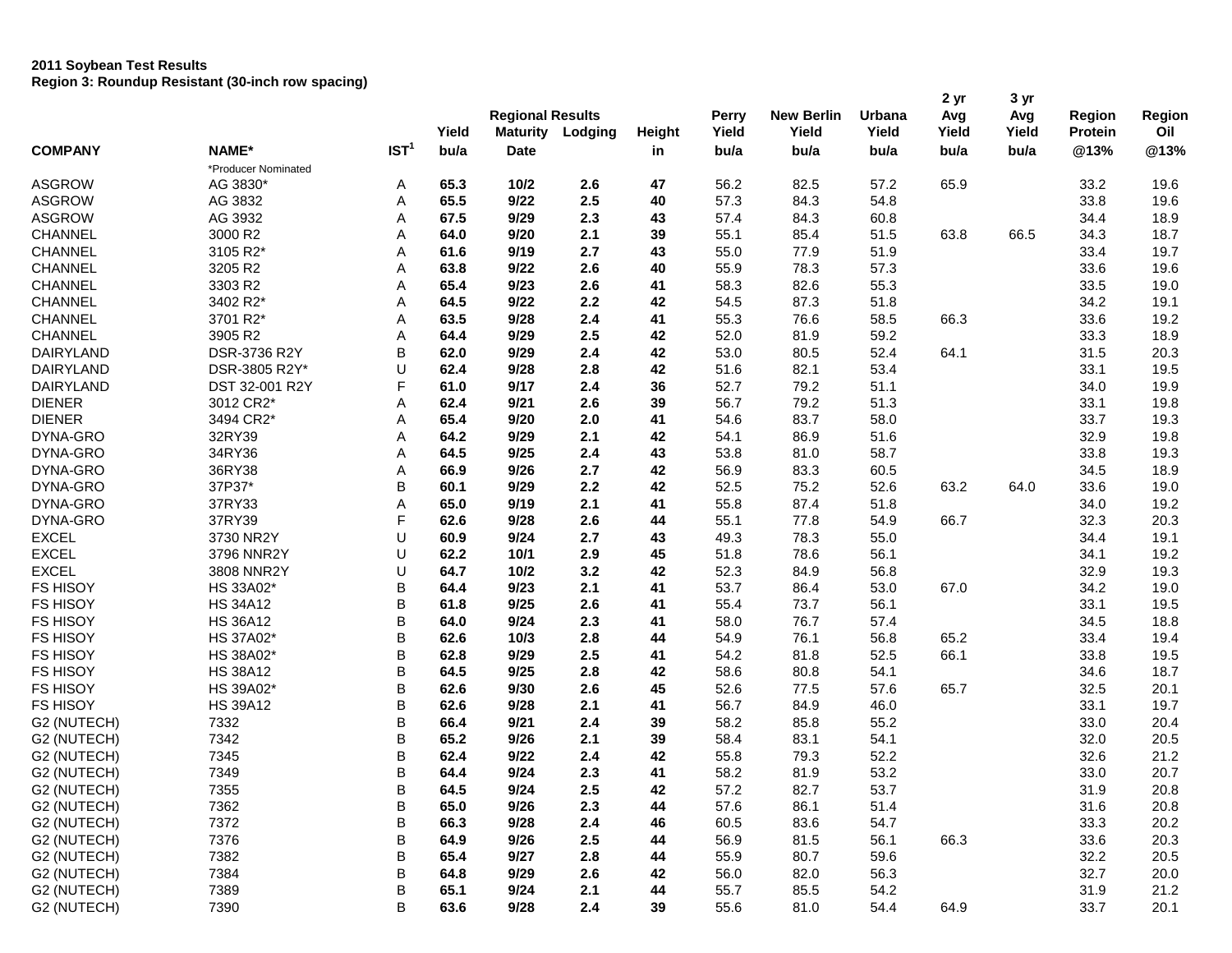**2011 Soybean Test Results**
**Region 3: Roundup Resistant (30-inch row spacing)**

| COMPANY | NAME* | IST[1] | Regional Results Yield bu/a | Maturity Date | Lodging | Height in | Perry Yield bu/a | New Berlin Yield bu/a | Urbana Yield bu/a | 2 yr Avg Yield bu/a | 3 yr Avg Yield bu/a | Region Protein @13% | Region Oil @13% |
|---|---|---|---|---|---|---|---|---|---|---|---|---|---|
| | *Producer Nominated | | | | | | | | | | | | |
| ASGROW | AG 3830* | A | **65.3** | **10/2** | **2.6** | **47** | 56.2 | 82.5 | 57.2 | 65.9 | | 33.2 | 19.6 |
| ASGROW | AG 3832 | A | **65.5** | **9/22** | **2.5** | **40** | 57.3 | 84.3 | 54.8 | | | 33.8 | 19.6 |
| ASGROW | AG 3932 | A | **67.5** | **9/29** | **2.3** | **43** | 57.4 | 84.3 | 60.8 | | | 34.4 | 18.9 |
| CHANNEL | 3000 R2 | A | **64.0** | **9/20** | **2.1** | **39** | 55.1 | 85.4 | 51.5 | 63.8 | 66.5 | 34.3 | 18.7 |
| CHANNEL | 3105 R2* | A | **61.6** | **9/19** | **2.7** | **43** | 55.0 | 77.9 | 51.9 | | | 33.4 | 19.7 |
| CHANNEL | 3205 R2 | A | **63.8** | **9/22** | **2.6** | **40** | 55.9 | 78.3 | 57.3 | | | 33.6 | 19.6 |
| CHANNEL | 3303 R2 | A | **65.4** | **9/23** | **2.6** | **41** | 58.3 | 82.6 | 55.3 | | | 33.5 | 19.0 |
| CHANNEL | 3402 R2* | A | **64.5** | **9/22** | **2.2** | **42** | 54.5 | 87.3 | 51.8 | | | 34.2 | 19.1 |
| CHANNEL | 3701 R2* | A | **63.5** | **9/28** | **2.4** | **41** | 55.3 | 76.6 | 58.5 | 66.3 | | 33.6 | 19.2 |
| CHANNEL | 3905 R2 | A | **64.4** | **9/29** | **2.5** | **42** | 52.0 | 81.9 | 59.2 | | | 33.3 | 18.9 |
| DAIRYLAND | DSR-3736 R2Y | B | **62.0** | **9/29** | **2.4** | **42** | 53.0 | 80.5 | 52.4 | 64.1 | | 31.5 | 20.3 |
| DAIRYLAND | DSR-3805 R2Y* | U | **62.4** | **9/28** | **2.8** | **42** | 51.6 | 82.1 | 53.4 | | | 33.1 | 19.5 |
| DAIRYLAND | DST 32-001 R2Y | F | **61.0** | **9/17** | **2.4** | **36** | 52.7 | 79.2 | 51.1 | | | 34.0 | 19.9 |
| DIENER | 3012 CR2* | A | **62.4** | **9/21** | **2.6** | **39** | 56.7 | 79.2 | 51.3 | | | 33.1 | 19.8 |
| DIENER | 3494 CR2* | A | **65.4** | **9/20** | **2.0** | **41** | 54.6 | 83.7 | 58.0 | | | 33.7 | 19.3 |
| DYNA-GRO | 32RY39 | A | **64.2** | **9/29** | **2.1** | **42** | 54.1 | 86.9 | 51.6 | | | 32.9 | 19.8 |
| DYNA-GRO | 34RY36 | A | **64.5** | **9/25** | **2.4** | **43** | 53.8 | 81.0 | 58.7 | | | 33.8 | 19.3 |
| DYNA-GRO | 36RY38 | A | **66.9** | **9/26** | **2.7** | **42** | 56.9 | 83.3 | 60.5 | | | 34.5 | 18.9 |
| DYNA-GRO | 37P37* | B | **60.1** | **9/29** | **2.2** | **42** | 52.5 | 75.2 | 52.6 | 63.2 | 64.0 | 33.6 | 19.0 |
| DYNA-GRO | 37RY33 | A | **65.0** | **9/19** | **2.1** | **41** | 55.8 | 87.4 | 51.8 | | | 34.0 | 19.2 |
| DYNA-GRO | 37RY39 | F | **62.6** | **9/28** | **2.6** | **44** | 55.1 | 77.8 | 54.9 | 66.7 | | 32.3 | 20.3 |
| EXCEL | 3730 NR2Y | U | **60.9** | **9/24** | **2.7** | **43** | 49.3 | 78.3 | 55.0 | | | 34.4 | 19.1 |
| EXCEL | 3796 NNR2Y | U | **62.2** | **10/1** | **2.9** | **45** | 51.8 | 78.6 | 56.1 | | | 34.1 | 19.2 |
| EXCEL | 3808 NNR2Y | U | **64.7** | **10/2** | **3.2** | **42** | 52.3 | 84.9 | 56.8 | | | 32.9 | 19.3 |
| FS HISOY | HS 33A02* | B | **64.4** | **9/23** | **2.1** | **41** | 53.7 | 86.4 | 53.0 | 67.0 | | 34.2 | 19.0 |
| FS HISOY | HS 34A12 | B | **61.8** | **9/25** | **2.6** | **41** | 55.4 | 73.7 | 56.1 | | | 33.1 | 19.5 |
| FS HISOY | HS 36A12 | B | **64.0** | **9/24** | **2.3** | **41** | 58.0 | 76.7 | 57.4 | | | 34.5 | 18.8 |
| FS HISOY | HS 37A02* | B | **62.6** | **10/3** | **2.8** | **44** | 54.9 | 76.1 | 56.8 | 65.2 | | 33.4 | 19.4 |
| FS HISOY | HS 38A02* | B | **62.8** | **9/29** | **2.5** | **41** | 54.2 | 81.8 | 52.5 | 66.1 | | 33.8 | 19.5 |
| FS HISOY | HS 38A12 | B | **64.5** | **9/25** | **2.8** | **42** | 58.6 | 80.8 | 54.1 | | | 34.6 | 18.7 |
| FS HISOY | HS 39A02* | B | **62.6** | **9/30** | **2.6** | **45** | 52.6 | 77.5 | 57.6 | 65.7 | | 32.5 | 20.1 |
| FS HISOY | HS 39A12 | B | **62.6** | **9/28** | **2.1** | **41** | 56.7 | 84.9 | 46.0 | | | 33.1 | 19.7 |
| G2 (NUTECH) | 7332 | B | **66.4** | **9/21** | **2.4** | **39** | 58.2 | 85.8 | 55.2 | | | 33.0 | 20.4 |
| G2 (NUTECH) | 7342 | B | **65.2** | **9/26** | **2.1** | **39** | 58.4 | 83.1 | 54.1 | | | 32.0 | 20.5 |
| G2 (NUTECH) | 7345 | B | **62.4** | **9/22** | **2.4** | **42** | 55.8 | 79.3 | 52.2 | | | 32.6 | 21.2 |
| G2 (NUTECH) | 7349 | B | **64.4** | **9/24** | **2.3** | **41** | 58.2 | 81.9 | 53.2 | | | 33.0 | 20.7 |
| G2 (NUTECH) | 7355 | B | **64.5** | **9/24** | **2.5** | **42** | 57.2 | 82.7 | 53.7 | | | 31.9 | 20.8 |
| G2 (NUTECH) | 7362 | B | **65.0** | **9/26** | **2.3** | **44** | 57.6 | 86.1 | 51.4 | | | 31.6 | 20.8 |
| G2 (NUTECH) | 7372 | B | **66.3** | **9/28** | **2.4** | **46** | 60.5 | 83.6 | 54.7 | | | 33.3 | 20.2 |
| G2 (NUTECH) | 7376 | B | **64.9** | **9/26** | **2.5** | **44** | 56.9 | 81.5 | 56.1 | 66.3 | | 33.6 | 20.3 |
| G2 (NUTECH) | 7382 | B | **65.4** | **9/27** | **2.8** | **44** | 55.9 | 80.7 | 59.6 | | | 32.2 | 20.5 |
| G2 (NUTECH) | 7384 | B | **64.8** | **9/29** | **2.6** | **42** | 56.0 | 82.0 | 56.3 | | | 32.7 | 20.0 |
| G2 (NUTECH) | 7389 | B | **65.1** | **9/24** | **2.1** | **44** | 55.7 | 85.5 | 54.2 | | | 31.9 | 21.2 |
| G2 (NUTECH) | 7390 | B | **63.6** | **9/28** | **2.4** | **39** | 55.6 | 81.0 | 54.4 | 64.9 | | 33.7 | 20.1 |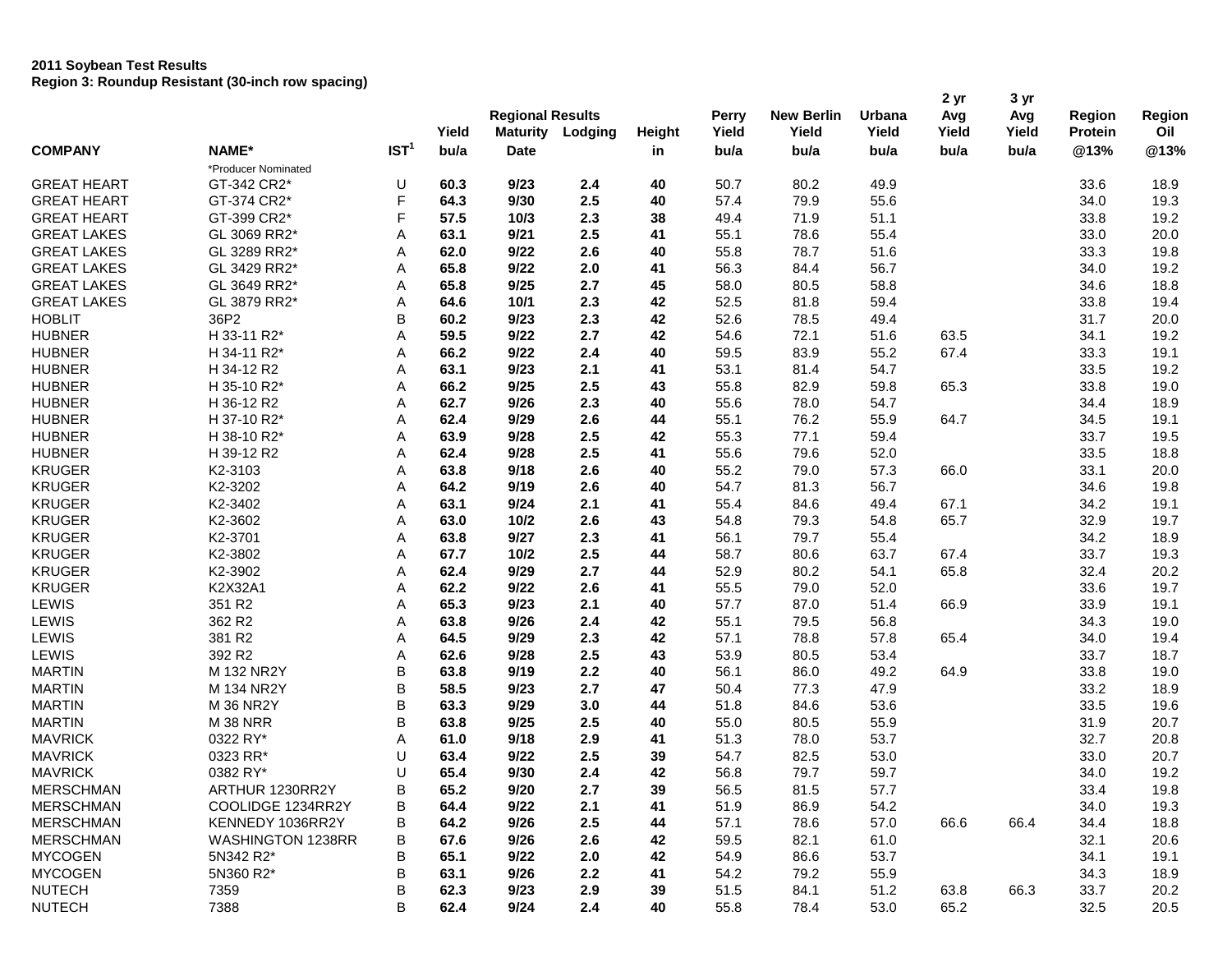**2011 Soybean Test Results**
**Region 3: Roundup Resistant (30-inch row spacing)**

| COMPANY | NAME* | IST[1] | Regional Results Yield bu/a | Regional Results Maturity Date | Regional Results Lodging | Regional Results Height in | Perry Yield bu/a | New Berlin Yield bu/a | Urbana Yield bu/a | 2 yr Avg Yield bu/a | 3 yr Avg Yield bu/a | Region Protein @13% | Region Oil @13% |
|---|---|---|---|---|---|---|---|---|---|---|---|---|---|
| | *Producer Nominated | | | | | | | | | | | | |
| GREAT HEART | GT-342 CR2* | U | **60.3** | **9/23** | **2.4** | **40** | 50.7 | 80.2 | 49.9 | | | 33.6 | 18.9 |
| GREAT HEART | GT-374 CR2* | F | **64.3** | **9/30** | **2.5** | **40** | 57.4 | 79.9 | 55.6 | | | 34.0 | 19.3 |
| GREAT HEART | GT-399 CR2* | F | **57.5** | **10/3** | **2.3** | **38** | 49.4 | 71.9 | 51.1 | | | 33.8 | 19.2 |
| GREAT LAKES | GL 3069 RR2* | A | **63.1** | **9/21** | **2.5** | **41** | 55.1 | 78.6 | 55.4 | | | 33.0 | 20.0 |
| GREAT LAKES | GL 3289 RR2* | A | **62.0** | **9/22** | **2.6** | **40** | 55.8 | 78.7 | 51.6 | | | 33.3 | 19.8 |
| GREAT LAKES | GL 3429 RR2* | A | **65.8** | **9/22** | **2.0** | **41** | 56.3 | 84.4 | 56.7 | | | 34.0 | 19.2 |
| GREAT LAKES | GL 3649 RR2* | A | **65.8** | **9/25** | **2.7** | **45** | 58.0 | 80.5 | 58.8 | | | 34.6 | 18.8 |
| GREAT LAKES | GL 3879 RR2* | A | **64.6** | **10/1** | **2.3** | **42** | 52.5 | 81.8 | 59.4 | | | 33.8 | 19.4 |
| HOBLIT | 36P2 | B | **60.2** | **9/23** | **2.3** | **42** | 52.6 | 78.5 | 49.4 | | | 31.7 | 20.0 |
| HUBNER | H 33-11 R2* | A | **59.5** | **9/22** | **2.7** | **42** | 54.6 | 72.1 | 51.6 | 63.5 | | 34.1 | 19.2 |
| HUBNER | H 34-11 R2* | A | **66.2** | **9/22** | **2.4** | **40** | 59.5 | 83.9 | 55.2 | 67.4 | | 33.3 | 19.1 |
| HUBNER | H 34-12 R2 | A | **63.1** | **9/23** | **2.1** | **41** | 53.1 | 81.4 | 54.7 | | | 33.5 | 19.2 |
| HUBNER | H 35-10 R2* | A | **66.2** | **9/25** | **2.5** | **43** | 55.8 | 82.9 | 59.8 | 65.3 | | 33.8 | 19.0 |
| HUBNER | H 36-12 R2 | A | **62.7** | **9/26** | **2.3** | **40** | 55.6 | 78.0 | 54.7 | | | 34.4 | 18.9 |
| HUBNER | H 37-10 R2* | A | **62.4** | **9/29** | **2.6** | **44** | 55.1 | 76.2 | 55.9 | 64.7 | | 34.5 | 19.1 |
| HUBNER | H 38-10 R2* | A | **63.9** | **9/28** | **2.5** | **42** | 55.3 | 77.1 | 59.4 | | | 33.7 | 19.5 |
| HUBNER | H 39-12 R2 | A | **62.4** | **9/28** | **2.5** | **41** | 55.6 | 79.6 | 52.0 | | | 33.5 | 18.8 |
| KRUGER | K2-3103 | A | **63.8** | **9/18** | **2.6** | **40** | 55.2 | 79.0 | 57.3 | 66.0 | | 33.1 | 20.0 |
| KRUGER | K2-3202 | A | **64.2** | **9/19** | **2.6** | **40** | 54.7 | 81.3 | 56.7 | | | 34.6 | 19.8 |
| KRUGER | K2-3402 | A | **63.1** | **9/24** | **2.1** | **41** | 55.4 | 84.6 | 49.4 | 67.1 | | 34.2 | 19.1 |
| KRUGER | K2-3602 | A | **63.0** | **10/2** | **2.6** | **43** | 54.8 | 79.3 | 54.8 | 65.7 | | 32.9 | 19.7 |
| KRUGER | K2-3701 | A | **63.8** | **9/27** | **2.3** | **41** | 56.1 | 79.7 | 55.4 | | | 34.2 | 18.9 |
| KRUGER | K2-3802 | A | **67.7** | **10/2** | **2.5** | **44** | 58.7 | 80.6 | 63.7 | 67.4 | | 33.7 | 19.3 |
| KRUGER | K2-3902 | A | **62.4** | **9/29** | **2.7** | **44** | 52.9 | 80.2 | 54.1 | 65.8 | | 32.4 | 20.2 |
| KRUGER | K2X32A1 | A | **62.2** | **9/22** | **2.6** | **41** | 55.5 | 79.0 | 52.0 | | | 33.6 | 19.7 |
| LEWIS | 351 R2 | A | **65.3** | **9/23** | **2.1** | **40** | 57.7 | 87.0 | 51.4 | 66.9 | | 33.9 | 19.1 |
| LEWIS | 362 R2 | A | **63.8** | **9/26** | **2.4** | **42** | 55.1 | 79.5 | 56.8 | | | 34.3 | 19.0 |
| LEWIS | 381 R2 | A | **64.5** | **9/29** | **2.3** | **42** | 57.1 | 78.8 | 57.8 | 65.4 | | 34.0 | 19.4 |
| LEWIS | 392 R2 | A | **62.6** | **9/28** | **2.5** | **43** | 53.9 | 80.5 | 53.4 | | | 33.7 | 18.7 |
| MARTIN | M 132 NR2Y | B | **63.8** | **9/19** | **2.2** | **40** | 56.1 | 86.0 | 49.2 | 64.9 | | 33.8 | 19.0 |
| MARTIN | M 134 NR2Y | B | **58.5** | **9/23** | **2.7** | **47** | 50.4 | 77.3 | 47.9 | | | 33.2 | 18.9 |
| MARTIN | M 36 NR2Y | B | **63.3** | **9/29** | **3.0** | **44** | 51.8 | 84.6 | 53.6 | | | 33.5 | 19.6 |
| MARTIN | M 38 NRR | B | **63.8** | **9/25** | **2.5** | **40** | 55.0 | 80.5 | 55.9 | | | 31.9 | 20.7 |
| MAVRICK | 0322 RY* | A | **61.0** | **9/18** | **2.9** | **41** | 51.3 | 78.0 | 53.7 | | | 32.7 | 20.8 |
| MAVRICK | 0323 RR* | U | **63.4** | **9/22** | **2.5** | **39** | 54.7 | 82.5 | 53.0 | | | 33.0 | 20.7 |
| MAVRICK | 0382 RY* | U | **65.4** | **9/30** | **2.4** | **42** | 56.8 | 79.7 | 59.7 | | | 34.0 | 19.2 |
| MERSCHMAN | ARTHUR 1230RR2Y | B | **65.2** | **9/20** | **2.7** | **39** | 56.5 | 81.5 | 57.7 | | | 33.4 | 19.8 |
| MERSCHMAN | COOLIDGE 1234RR2Y | B | **64.4** | **9/22** | **2.1** | **41** | 51.9 | 86.9 | 54.2 | | | 34.0 | 19.3 |
| MERSCHMAN | KENNEDY 1036RR2Y | B | **64.2** | **9/26** | **2.5** | **44** | 57.1 | 78.6 | 57.0 | 66.6 | 66.4 | 34.4 | 18.8 |
| MERSCHMAN | WASHINGTON 1238RR | B | **67.6** | **9/26** | **2.6** | **42** | 59.5 | 82.1 | 61.0 | | | 32.1 | 20.6 |
| MYCOGEN | 5N342 R2* | B | **65.1** | **9/22** | **2.0** | **42** | 54.9 | 86.6 | 53.7 | | | 34.1 | 19.1 |
| MYCOGEN | 5N360 R2* | B | **63.1** | **9/26** | **2.2** | **41** | 54.2 | 79.2 | 55.9 | | | 34.3 | 18.9 |
| NUTECH | 7359 | B | **62.3** | **9/23** | **2.9** | **39** | 51.5 | 84.1 | 51.2 | 63.8 | 66.3 | 33.7 | 20.2 |
| NUTECH | 7388 | B | **62.4** | **9/24** | **2.4** | **40** | 55.8 | 78.4 | 53.0 | 65.2 | | 32.5 | 20.5 |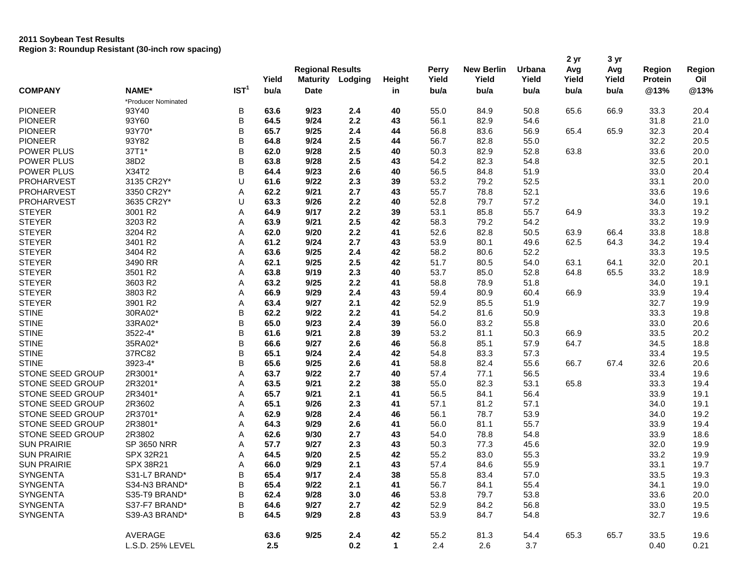**2011 Soybean Test Results**
**Region 3: Roundup Resistant (30-inch row spacing)**

| COMPANY | NAME* | IST[1] | Regional Results Yield bu/a | Maturity Date | Lodging | Height in | Perry Yield bu/a | New Berlin Yield bu/a | Urbana Yield bu/a | 2 yr Avg Yield bu/a | 3 yr Avg Yield bu/a | Region Protein @13% | Region Oil @13% |
|---|---|---|---|---|---|---|---|---|---|---|---|---|---|
| | *Producer Nominated | | | | | | | | | | | | |
| PIONEER | 93Y40 | B | **63.6** | **9/23** | **2.4** | **40** | 55.0 | 84.9 | 50.8 | 65.6 | 66.9 | 33.3 | 20.4 |
| PIONEER | 93Y60 | B | **64.5** | **9/24** | **2.2** | **43** | 56.1 | 82.9 | 54.6 | | | 31.8 | 21.0 |
| PIONEER | 93Y70* | B | **65.7** | **9/25** | **2.4** | **44** | 56.8 | 83.6 | 56.9 | 65.4 | 65.9 | 32.3 | 20.4 |
| PIONEER | 93Y82 | B | **64.8** | **9/24** | **2.5** | **44** | 56.7 | 82.8 | 55.0 | | | 32.2 | 20.5 |
| POWER PLUS | 37T1* | B | **62.0** | **9/28** | **2.5** | **40** | 50.3 | 82.9 | 52.8 | 63.8 | | 33.6 | 20.0 |
| POWER PLUS | 38D2 | B | **63.8** | **9/28** | **2.5** | **43** | 54.2 | 82.3 | 54.8 | | | 32.5 | 20.1 |
| POWER PLUS | X34T2 | B | **64.4** | **9/23** | **2.6** | **40** | 56.5 | 84.8 | 51.9 | | | 33.0 | 20.4 |
| PROHARVEST | 3135 CR2Y* | U | **61.6** | **9/22** | **2.3** | **39** | 53.2 | 79.2 | 52.5 | | | 33.1 | 20.0 |
| PROHARVEST | 3350 CR2Y* | A | **62.2** | **9/21** | **2.7** | **43** | 55.7 | 78.8 | 52.1 | | | 33.6 | 19.6 |
| PROHARVEST | 3635 CR2Y* | U | **63.3** | **9/26** | **2.2** | **40** | 52.8 | 79.7 | 57.2 | | | 34.0 | 19.1 |
| STEYER | 3001 R2 | A | **64.9** | **9/17** | **2.2** | **39** | 53.1 | 85.8 | 55.7 | 64.9 | | 33.3 | 19.2 |
| STEYER | 3203 R2 | A | **63.9** | **9/21** | **2.5** | **42** | 58.3 | 79.2 | 54.2 | | | 33.2 | 19.9 |
| STEYER | 3204 R2 | A | **62.0** | **9/20** | **2.2** | **41** | 52.6 | 82.8 | 50.5 | 63.9 | 66.4 | 33.8 | 18.8 |
| STEYER | 3401 R2 | A | **61.2** | **9/24** | **2.7** | **43** | 53.9 | 80.1 | 49.6 | 62.5 | 64.3 | 34.2 | 19.4 |
| STEYER | 3404 R2 | A | **63.6** | **9/25** | **2.4** | **42** | 58.2 | 80.6 | 52.2 | | | 33.3 | 19.5 |
| STEYER | 3490 RR | A | **62.1** | **9/25** | **2.5** | **42** | 51.7 | 80.5 | 54.0 | 63.1 | 64.1 | 32.0 | 20.1 |
| STEYER | 3501 R2 | A | **63.8** | **9/19** | **2.3** | **40** | 53.7 | 85.0 | 52.8 | 64.8 | 65.5 | 33.2 | 18.9 |
| STEYER | 3603 R2 | A | **63.2** | **9/25** | **2.2** | **41** | 58.8 | 78.9 | 51.8 | | | 34.0 | 19.1 |
| STEYER | 3803 R2 | A | **66.9** | **9/29** | **2.4** | **43** | 59.4 | 80.9 | 60.4 | 66.9 | | 33.9 | 19.4 |
| STEYER | 3901 R2 | A | **63.4** | **9/27** | **2.1** | **42** | 52.9 | 85.5 | 51.9 | | | 32.7 | 19.9 |
| STINE | 30RA02* | B | **62.2** | **9/22** | **2.2** | **41** | 54.2 | 81.6 | 50.9 | | | 33.3 | 19.8 |
| STINE | 33RA02* | B | **65.0** | **9/23** | **2.4** | **39** | 56.0 | 83.2 | 55.8 | | | 33.0 | 20.6 |
| STINE | 3522-4* | B | **61.6** | **9/21** | **2.8** | **39** | 53.2 | 81.1 | 50.3 | 66.9 | | 33.5 | 20.2 |
| STINE | 35RA02* | B | **66.6** | **9/27** | **2.6** | **46** | 56.8 | 85.1 | 57.9 | 64.7 | | 34.5 | 18.8 |
| STINE | 37RC82 | B | **65.1** | **9/24** | **2.4** | **42** | 54.8 | 83.3 | 57.3 | | | 33.4 | 19.5 |
| STINE | 3923-4* | B | **65.6** | **9/25** | **2.6** | **41** | 58.8 | 82.4 | 55.6 | 66.7 | 67.4 | 32.6 | 20.6 |
| STONE SEED GROUP | 2R3001* | A | **63.7** | **9/22** | **2.7** | **40** | 57.4 | 77.1 | 56.5 | | | 33.4 | 19.6 |
| STONE SEED GROUP | 2R3201* | A | **63.5** | **9/21** | **2.2** | **38** | 55.0 | 82.3 | 53.1 | 65.8 | | 33.3 | 19.4 |
| STONE SEED GROUP | 2R3401* | A | **65.7** | **9/21** | **2.1** | **41** | 56.5 | 84.1 | 56.4 | | | 33.9 | 19.1 |
| STONE SEED GROUP | 2R3602 | A | **65.1** | **9/26** | **2.3** | **41** | 57.1 | 81.2 | 57.1 | | | 34.0 | 19.1 |
| STONE SEED GROUP | 2R3701* | A | **62.9** | **9/28** | **2.4** | **46** | 56.1 | 78.7 | 53.9 | | | 34.0 | 19.2 |
| STONE SEED GROUP | 2R3801* | A | **64.3** | **9/29** | **2.6** | **41** | 56.0 | 81.1 | 55.7 | | | 33.9 | 19.4 |
| STONE SEED GROUP | 2R3802 | A | **62.6** | **9/30** | **2.7** | **43** | 54.0 | 78.8 | 54.8 | | | 33.9 | 18.6 |
| SUN PRAIRIE | SP 3650 NRR | A | **57.7** | **9/27** | **2.3** | **43** | 50.3 | 77.3 | 45.6 | | | 32.0 | 19.9 |
| SUN PRAIRIE | SPX 32R21 | A | **64.5** | **9/20** | **2.5** | **42** | 55.2 | 83.0 | 55.3 | | | 33.2 | 19.9 |
| SUN PRAIRIE | SPX 38R21 | A | **66.0** | **9/29** | **2.1** | **43** | 57.4 | 84.6 | 55.9 | | | 33.1 | 19.7 |
| SYNGENTA | S31-L7 BRAND* | B | **65.4** | **9/17** | **2.4** | **38** | 55.8 | 83.4 | 57.0 | | | 33.5 | 19.3 |
| SYNGENTA | S34-N3 BRAND* | B | **65.4** | **9/22** | **2.1** | **41** | 56.7 | 84.1 | 55.4 | | | 34.1 | 19.0 |
| SYNGENTA | S35-T9 BRAND* | B | **62.4** | **9/28** | **3.0** | **46** | 53.8 | 79.7 | 53.8 | | | 33.6 | 20.0 |
| SYNGENTA | S37-F7 BRAND* | B | **64.6** | **9/27** | **2.7** | **42** | 52.9 | 84.2 | 56.8 | | | 33.0 | 19.5 |
| SYNGENTA | S39-A3 BRAND* | B | **64.5** | **9/29** | **2.8** | **43** | 53.9 | 84.7 | 54.8 | | | 32.7 | 19.6 |
| | AVERAGE | | **63.6** | **9/25** | **2.4** | **42** | 55.2 | 81.3 | 54.4 | 65.3 | 65.7 | 33.5 | 19.6 |
| | L.S.D. 25% LEVEL | | **2.5** | | **0.2** | **1** | 2.4 | 2.6 | 3.7 | | | 0.40 | 0.21 |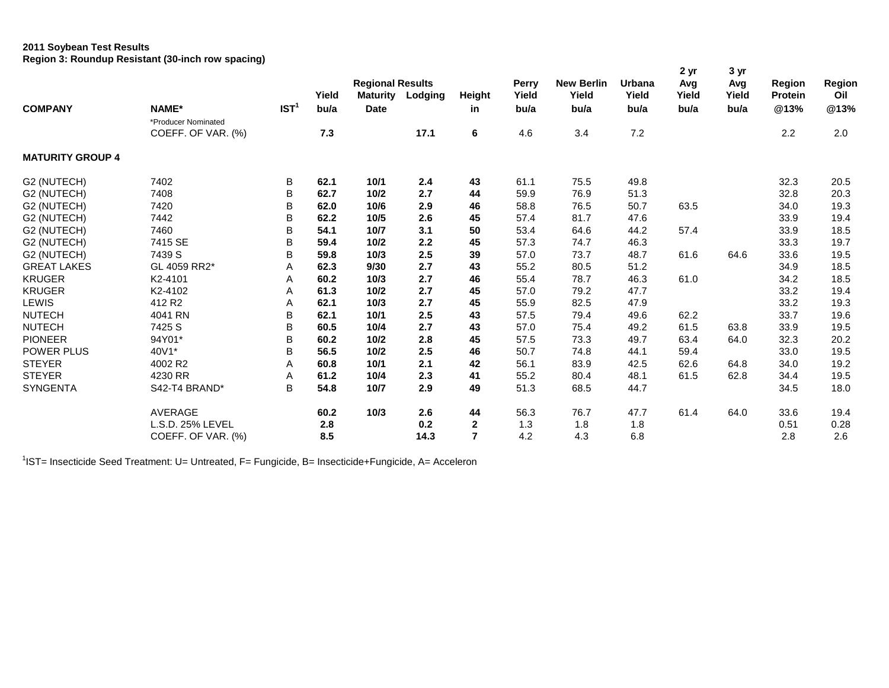**2011 Soybean Test Results**
**Region 3: Roundup Resistant (30-inch row spacing)**

| COMPANY | NAME* | IST[1] | Yield bu/a | Regional Results Maturity Date | Lodging | Height in | Perry Yield bu/a | New Berlin Yield bu/a | Urbana Yield bu/a | 2 yr Avg Yield bu/a | 3 yr Avg Yield bu/a | Region Protein @13% | Region Oil @13% |
|---|---|---|---|---|---|---|---|---|---|---|---|---|---|
| | *Producer Nominated COEFF. OF VAR. (%) | | **7.3** | | **17.1** | **6** | 4.6 | 3.4 | 7.2 | | | 2.2 | 2.0 |
| **MATURITY GROUP 4** | | | | | | | | | | | | | |
| G2 (NUTECH) | 7402 | B | **62.1** | **10/1** | **2.4** | **43** | 61.1 | 75.5 | 49.8 | | | 32.3 | 20.5 |
| G2 (NUTECH) | 7408 | B | **62.7** | **10/2** | **2.7** | **44** | 59.9 | 76.9 | 51.3 | | | 32.8 | 20.3 |
| G2 (NUTECH) | 7420 | B | **62.0** | **10/6** | **2.9** | **46** | 58.8 | 76.5 | 50.7 | 63.5 | | 34.0 | 19.3 |
| G2 (NUTECH) | 7442 | B | **62.2** | **10/5** | **2.6** | **45** | 57.4 | 81.7 | 47.6 | | | 33.9 | 19.4 |
| G2 (NUTECH) | 7460 | B | **54.1** | **10/7** | **3.1** | **50** | 53.4 | 64.6 | 44.2 | 57.4 | | 33.9 | 18.5 |
| G2 (NUTECH) | 7415 SE | B | **59.4** | **10/2** | **2.2** | **45** | 57.3 | 74.7 | 46.3 | | | 33.3 | 19.7 |
| G2 (NUTECH) | 7439 S | B | **59.8** | **10/3** | **2.5** | **39** | 57.0 | 73.7 | 48.7 | 61.6 | 64.6 | 33.6 | 19.5 |
| GREAT LAKES | GL 4059 RR2* | A | **62.3** | **9/30** | **2.7** | **43** | 55.2 | 80.5 | 51.2 | | | 34.9 | 18.5 |
| KRUGER | K2-4101 | A | **60.2** | **10/3** | **2.7** | **46** | 55.4 | 78.7 | 46.3 | 61.0 | | 34.2 | 18.5 |
| KRUGER | K2-4102 | A | **61.3** | **10/2** | **2.7** | **45** | 57.0 | 79.2 | 47.7 | | | 33.2 | 19.4 |
| LEWIS | 412 R2 | A | **62.1** | **10/3** | **2.7** | **45** | 55.9 | 82.5 | 47.9 | | | 33.2 | 19.3 |
| NUTECH | 4041 RN | B | **62.1** | **10/1** | **2.5** | **43** | 57.5 | 79.4 | 49.6 | 62.2 | | 33.7 | 19.6 |
| NUTECH | 7425 S | B | **60.5** | **10/4** | **2.7** | **43** | 57.0 | 75.4 | 49.2 | 61.5 | 63.8 | 33.9 | 19.5 |
| PIONEER | 94Y01* | B | **60.2** | **10/2** | **2.8** | **45** | 57.5 | 73.3 | 49.7 | 63.4 | 64.0 | 32.3 | 20.2 |
| POWER PLUS | 40V1* | B | **56.5** | **10/2** | **2.5** | **46** | 50.7 | 74.8 | 44.1 | 59.4 | | 33.0 | 19.5 |
| STEYER | 4002 R2 | A | **60.8** | **10/1** | **2.1** | **42** | 56.1 | 83.9 | 42.5 | 62.6 | 64.8 | 34.0 | 19.2 |
| STEYER | 4230 RR | A | **61.2** | **10/4** | **2.3** | **41** | 55.2 | 80.4 | 48.1 | 61.5 | 62.8 | 34.4 | 19.5 |
| SYNGENTA | S42-T4 BRAND* | B | **54.8** | **10/7** | **2.9** | **49** | 51.3 | 68.5 | 44.7 | | | 34.5 | 18.0 |
| | AVERAGE | | **60.2** | **10/3** | **2.6** | **44** | 56.3 | 76.7 | 47.7 | 61.4 | 64.0 | 33.6 | 19.4 |
| | L.S.D. 25% LEVEL | | **2.8** | | **0.2** | **2** | 1.3 | 1.8 | 1.8 | | | 0.51 | 0.28 |
| | COEFF. OF VAR. (%) | | **8.5** | | **14.3** | **7** | 4.2 | 4.3 | 6.8 | | | 2.8 | 2.6 |

[1]IST= Insecticide Seed Treatment: U= Untreated, F= Fungicide, B= Insecticide+Fungicide, A= Acceleron